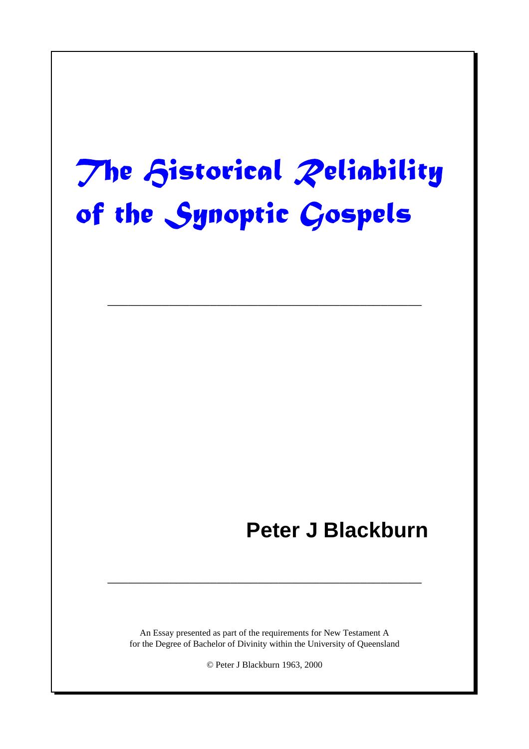# The Historical Reliability of the Synoptic Gospels

---

**Peter J Blackburn**

---

An Essay presented as part of the requirements for New Testament A
for the Degree of Bachelor of Divinity within the University of Queensland

© Peter J Blackburn 1963, 2000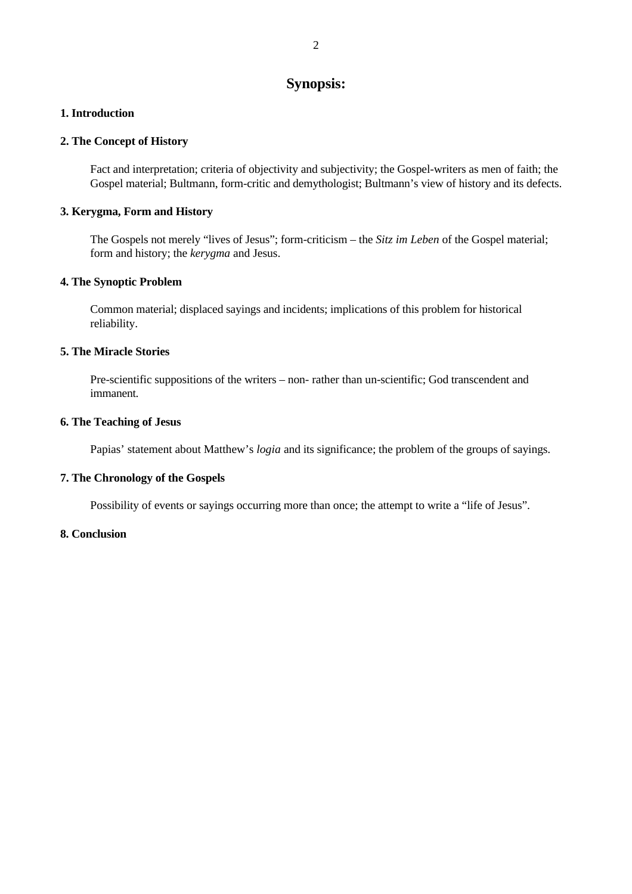# Synopsis:

**1. Introduction**

**2. The Concept of History**

Fact and interpretation; criteria of objectivity and subjectivity; the Gospel-writers as men of faith; the Gospel material; Bultmann, form-critic and demythologist; Bultmann's view of history and its defects.

**3. Kerygma, Form and History**

The Gospels not merely "lives of Jesus"; form-criticism – the *Sitz im Leben* of the Gospel material; form and history; the *kerygma* and Jesus.

**4. The Synoptic Problem**

Common material; displaced sayings and incidents; implications of this problem for historical reliability.

**5. The Miracle Stories**

Pre-scientific suppositions of the writers – non- rather than un-scientific; God transcendent and immanent.

**6. The Teaching of Jesus**

Papias' statement about Matthew's *logia* and its significance; the problem of the groups of sayings.

**7. The Chronology of the Gospels**

Possibility of events or sayings occurring more than once; the attempt to write a "life of Jesus".

**8. Conclusion**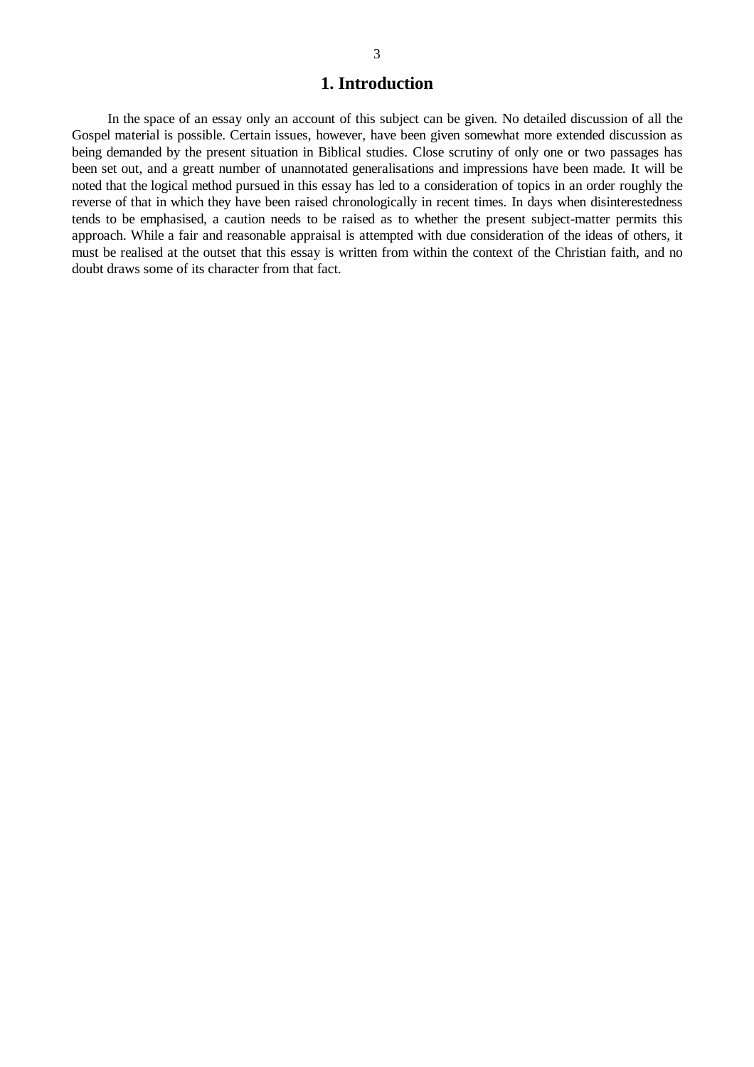# 1. Introduction

In the space of an essay only an account of this subject can be given. No detailed discussion of all the Gospel material is possible. Certain issues, however, have been given somewhat more extended discussion as being demanded by the present situation in Biblical studies. Close scrutiny of only one or two passages has been set out, and a greatt number of unannotated generalisations and impressions have been made. It will be noted that the logical method pursued in this essay has led to a consideration of topics in an order roughly the reverse of that in which they have been raised chronologically in recent times. In days when disinterestedness tends to be emphasised, a caution needs to be raised as to whether the present subject-matter permits this approach. While a fair and reasonable appraisal is attempted with due consideration of the ideas of others, it must be realised at the outset that this essay is written from within the context of the Christian faith, and no doubt draws some of its character from that fact.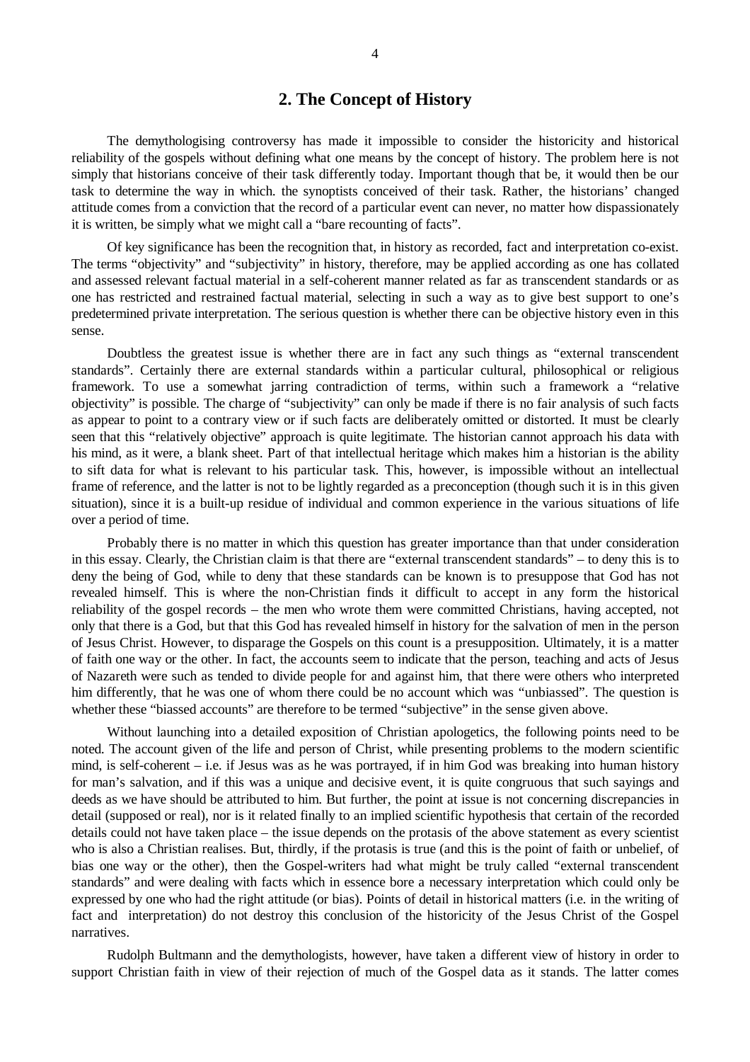## 2. The Concept of History

The demythologising controversy has made it impossible to consider the historicity and historical reliability of the gospels without defining what one means by the concept of history. The problem here is not simply that historians conceive of their task differently today. Important though that be, it would then be our task to determine the way in which. the synoptists conceived of their task. Rather, the historians' changed attitude comes from a conviction that the record of a particular event can never, no matter how dispassionately it is written, be simply what we might call a "bare recounting of facts".

Of key significance has been the recognition that, in history as recorded, fact and interpretation co-exist. The terms "objectivity" and "subjectivity" in history, therefore, may be applied according as one has collated and assessed relevant factual material in a self-coherent manner related as far as transcendent standards or as one has restricted and restrained factual material, selecting in such a way as to give best support to one's predetermined private interpretation. The serious question is whether there can be objective history even in this sense.

Doubtless the greatest issue is whether there are in fact any such things as "external transcendent standards". Certainly there are external standards within a particular cultural, philosophical or religious framework. To use a somewhat jarring contradiction of terms, within such a framework a "relative objectivity" is possible. The charge of "subjectivity" can only be made if there is no fair analysis of such facts as appear to point to a contrary view or if such facts are deliberately omitted or distorted. It must be clearly seen that this "relatively objective" approach is quite legitimate. The historian cannot approach his data with his mind, as it were, a blank sheet. Part of that intellectual heritage which makes him a historian is the ability to sift data for what is relevant to his particular task. This, however, is impossible without an intellectual frame of reference, and the latter is not to be lightly regarded as a preconception (though such it is in this given situation), since it is a built-up residue of individual and common experience in the various situations of life over a period of time.

Probably there is no matter in which this question has greater importance than that under consideration in this essay. Clearly, the Christian claim is that there are "external transcendent standards" – to deny this is to deny the being of God, while to deny that these standards can be known is to presuppose that God has not revealed himself. This is where the non-Christian finds it difficult to accept in any form the historical reliability of the gospel records – the men who wrote them were committed Christians, having accepted, not only that there is a God, but that this God has revealed himself in history for the salvation of men in the person of Jesus Christ. However, to disparage the Gospels on this count is a presupposition. Ultimately, it is a matter of faith one way or the other. In fact, the accounts seem to indicate that the person, teaching and acts of Jesus of Nazareth were such as tended to divide people for and against him, that there were others who interpreted him differently, that he was one of whom there could be no account which was "unbiassed". The question is whether these "biassed accounts" are therefore to be termed "subjective" in the sense given above.

Without launching into a detailed exposition of Christian apologetics, the following points need to be noted. The account given of the life and person of Christ, while presenting problems to the modern scientific mind, is self-coherent – i.e. if Jesus was as he was portrayed, if in him God was breaking into human history for man's salvation, and if this was a unique and decisive event, it is quite congruous that such sayings and deeds as we have should be attributed to him. But further, the point at issue is not concerning discrepancies in detail (supposed or real), nor is it related finally to an implied scientific hypothesis that certain of the recorded details could not have taken place – the issue depends on the protasis of the above statement as every scientist who is also a Christian realises. But, thirdly, if the protasis is true (and this is the point of faith or unbelief, of bias one way or the other), then the Gospel-writers had what might be truly called "external transcendent standards" and were dealing with facts which in essence bore a necessary interpretation which could only be expressed by one who had the right attitude (or bias). Points of detail in historical matters (i.e. in the writing of fact and interpretation) do not destroy this conclusion of the historicity of the Jesus Christ of the Gospel narratives.

Rudolph Bultmann and the demythologists, however, have taken a different view of history in order to support Christian faith in view of their rejection of much of the Gospel data as it stands. The latter comes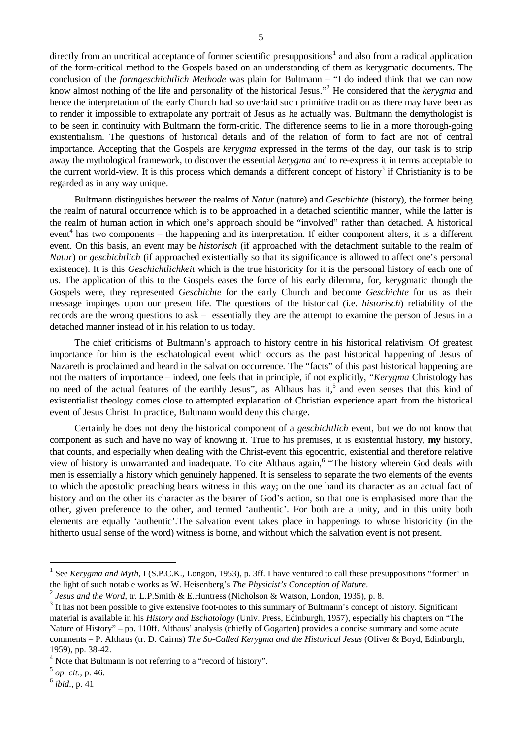directly from an uncritical acceptance of former scientific presuppositions[1] and also from a radical application of the form-critical method to the Gospels based on an understanding of them as kerygmatic documents. The conclusion of the *formgeschichtlich Methode* was plain for Bultmann – "I do indeed think that we can now know almost nothing of the life and personality of the historical Jesus."[2] He considered that the *kerygma* and hence the interpretation of the early Church had so overlaid such primitive tradition as there may have been as to render it impossible to extrapolate any portrait of Jesus as he actually was. Bultmann the demythologist is to be seen in continuity with Bultmann the form-critic. The difference seems to lie in a more thorough-going existentialism. The questions of historical details and of the relation of form to fact are not of central importance. Accepting that the Gospels are *kerygma* expressed in the terms of the day, our task is to strip away the mythological framework, to discover the essential *kerygma* and to re-express it in terms acceptable to the current world-view. It is this process which demands a different concept of history[3] if Christianity is to be regarded as in any way unique.

Bultmann distinguishes between the realms of *Natur* (nature) and *Geschichte* (history), the former being the realm of natural occurrence which is to be approached in a detached scientific manner, while the latter is the realm of human action in which one's approach should be "involved" rather than detached. A historical event[4] has two components – the happening and its interpretation. If either component alters, it is a different event. On this basis, an event may be *historisch* (if approached with the detachment suitable to the realm of *Natur*) or *geschichtlich* (if approached existentially so that its significance is allowed to affect one's personal existence). It is this *Geschichtlichkeit* which is the true historicity for it is the personal history of each one of us. The application of this to the Gospels eases the force of his early dilemma, for, kerygmatic though the Gospels were, they represented *Geschichte* for the early Church and become *Geschichte* for us as their message impinges upon our present life. The questions of the historical (i.e. *historisch*) reliability of the records are the wrong questions to ask – essentially they are the attempt to examine the person of Jesus in a detached manner instead of in his relation to us today.

The chief criticisms of Bultmann's approach to history centre in his historical relativism. Of greatest importance for him is the eschatological event which occurs as the past historical happening of Jesus of Nazareth is proclaimed and heard in the salvation occurrence. The "facts" of this past historical happening are not the matters of importance – indeed, one feels that in principle, if not explicitly, "*Kerygma* Christology has no need of the actual features of the earthly Jesus", as Althaus has it,[5] and even senses that this kind of existentialist theology comes close to attempted explanation of Christian experience apart from the historical event of Jesus Christ. In practice, Bultmann would deny this charge.

Certainly he does not deny the historical component of a *geschichtlich* event, but we do not know that component as such and have no way of knowing it. True to his premises, it is existential history, **my** history, that counts, and especially when dealing with the Christ-event this egocentric, existential and therefore relative view of history is unwarranted and inadequate. To cite Althaus again,[6] "The history wherein God deals with men is essentially a history which genuinely happened. It is senseless to separate the two elements of the events to which the apostolic preaching bears witness in this way; on the one hand its character as an actual fact of history and on the other its character as the bearer of God's action, so that one is emphasised more than the other, given preference to the other, and termed 'authentic'. For both are a unity, and in this unity both elements are equally 'authentic'.The salvation event takes place in happenings to whose historicity (in the hitherto usual sense of the word) witness is borne, and without which the salvation event is not present.

---

[1] See *Kerygma and Myth*, I (S.P.C.K., Longon, 1953), p. 3ff. I have ventured to call these presuppositions "former" in the light of such notable works as W. Heisenberg's *The Physicist's Conception of Nature*.

[2] *Jesus and the Word*, tr. L.P.Smith & E.Huntress (Nicholson & Watson, London, 1935), p. 8.

[3] It has not been possible to give extensive foot-notes to this summary of Bultmann's concept of history. Significant material is available in his *History and Eschatology* (Univ. Press, Edinburgh, 1957), especially his chapters on "The Nature of History" – pp. 110ff. Althaus' analysis (chiefly of Gogarten) provides a concise summary and some acute comments – P. Althaus (tr. D. Cairns) *The So-Called Kerygma and the Historical Jesus* (Oliver & Boyd, Edinburgh, 1959), pp. 38-42.

[4] Note that Bultmann is not referring to a "record of history".

[5] *op. cit*., p. 46.

[6] *ibid*., p. 41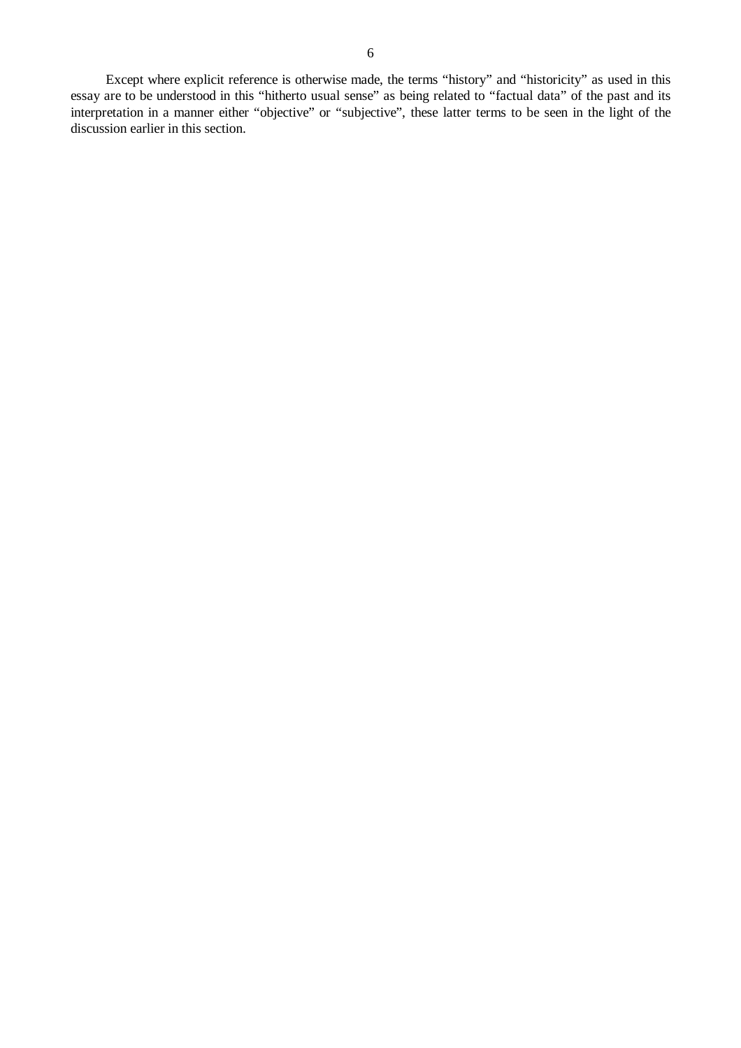Except where explicit reference is otherwise made, the terms “history” and “historicity” as used in this essay are to be understood in this “hitherto usual sense” as being related to “factual data” of the past and its interpretation in a manner either “objective” or “subjective”, these latter terms to be seen in the light of the discussion earlier in this section.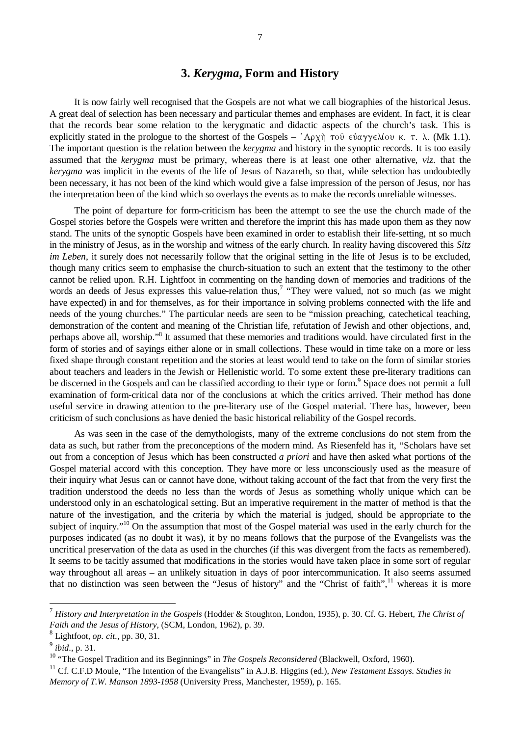## 3. *Kerygma*, Form and History

It is now fairly well recognised that the Gospels are not what we call biographies of the historical Jesus. A great deal of selection has been necessary and particular themes and emphases are evident. In fact, it is clear that the records bear some relation to the kerygmatic and didactic aspects of the church's task. This is explicitly stated in the prologue to the shortest of the Gospels – Ἀρχὴ τοῦ εὐαγγελίου κ. τ. λ. (Mk 1.1). The important question is the relation between the *kerygma* and history in the synoptic records. It is too easily assumed that the *kerygma* must be primary, whereas there is at least one other alternative, *viz*. that the *kerygma* was implicit in the events of the life of Jesus of Nazareth, so that, while selection has undoubtedly been necessary, it has not been of the kind which would give a false impression of the person of Jesus, nor has the interpretation been of the kind which so overlays the events as to make the records unreliable witnesses.

The point of departure for form-criticism has been the attempt to see the use the church made of the Gospel stories before the Gospels were written and therefore the imprint this has made upon them as they now stand. The units of the synoptic Gospels have been examined in order to establish their life-setting, nt so much in the ministry of Jesus, as in the worship and witness of the early church. In reality having discovered this *Sitz im Leben*, it surely does not necessarily follow that the original setting in the life of Jesus is to be excluded, though many critics seem to emphasise the church-situation to such an extent that the testimony to the other cannot be relied upon. R.H. Lightfoot in commenting on the handing down of memories and traditions of the words an deeds of Jesus expresses this value-relation thus,[7] "They were valued, not so much (as we might have expected) in and for themselves, as for their importance in solving problems connected with the life and needs of the young churches." The particular needs are seen to be "mission preaching, catechetical teaching, demonstration of the content and meaning of the Christian life, refutation of Jewish and other objections, and, perhaps above all, worship."[8] It assumed that these memories and traditions would. have circulated first in the form of stories and of sayings either alone or in small collections. These would in time take on a more or less fixed shape through constant repetition and the stories at least would tend to take on the form of similar stories about teachers and leaders in the Jewish or Hellenistic world. To some extent these pre-literary traditions can be discerned in the Gospels and can be classified according to their type or form.[9] Space does not permit a full examination of form-critical data nor of the conclusions at which the critics arrived. Their method has done useful service in drawing attention to the pre-literary use of the Gospel material. There has, however, been criticism of such conclusions as have denied the basic historical reliability of the Gospel records.

As was seen in the case of the demythologists, many of the extreme conclusions do not stem from the data as such, but rather from the preconceptions of the modern mind. As Riesenfeld has it, "Scholars have set out from a conception of Jesus which has been constructed *a priori* and have then asked what portions of the Gospel material accord with this conception. They have more or less unconsciously used as the measure of their inquiry what Jesus can or cannot have done, without taking account of the fact that from the very first the tradition understood the deeds no less than the words of Jesus as something wholly unique which can be understood only in an eschatological setting. But an imperative requirement in the matter of method is that the nature of the investigation, and the criteria by which the material is judged, should be appropriate to the subject of inquiry."[10] On the assumption that most of the Gospel material was used in the early church for the purposes indicated (as no doubt it was), it by no means follows that the purpose of the Evangelists was the uncritical preservation of the data as used in the churches (if this was divergent from the facts as remembered). It seems to be tacitly assumed that modifications in the stories would have taken place in some sort of regular way throughout all areas – an unlikely situation in days of poor intercommunication. It also seems assumed that no distinction was seen between the "Jesus of history" and the "Christ of faith",[11] whereas it is more

---

[7] *History and Interpretation in the Gospels* (Hodder & Stoughton, London, 1935), p. 30. Cf. G. Hebert, *The Christ of Faith and the Jesus of History*, (SCM, London, 1962), p. 39.

[8] Lightfoot, *op. cit.*, pp. 30, 31.

[9] *ibid*., p. 31.

[10] "The Gospel Tradition and its Beginnings" in *The Gospels Reconsidered* (Blackwell, Oxford, 1960).

[11] Cf. C.F.D Moule, "The Intention of the Evangelists" in A.J.B. Higgins (ed.), *New Testament Essays. Studies in Memory of T.W. Manson 1893-1958* (University Press, Manchester, 1959), p. 165.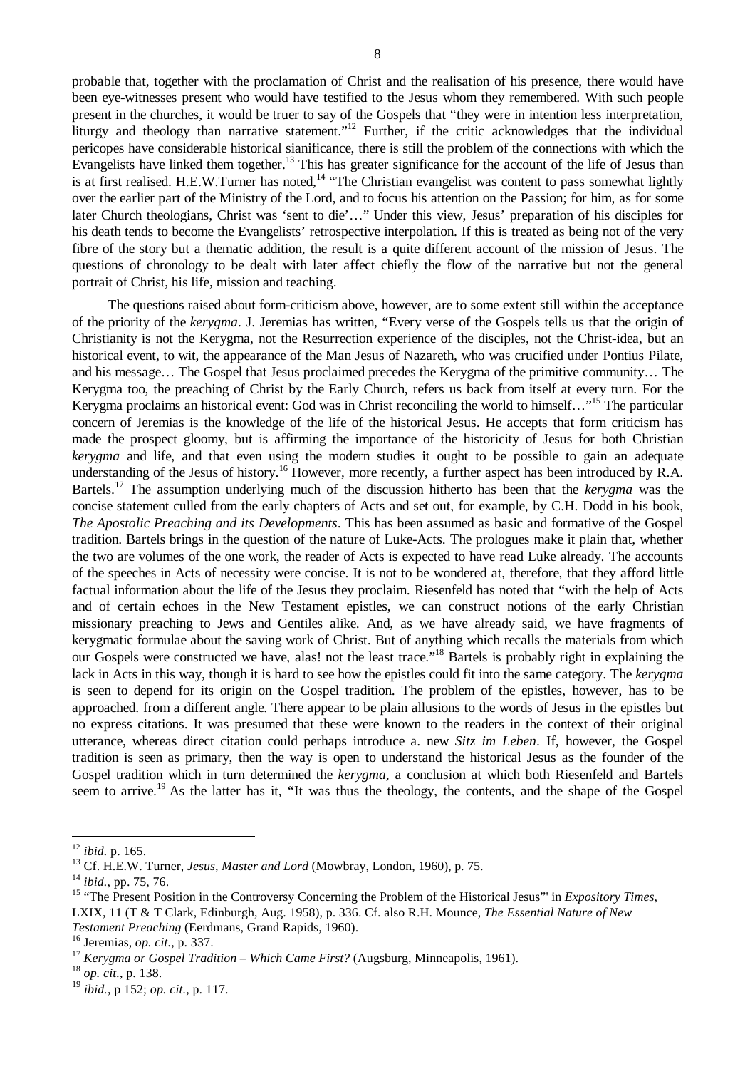probable that, together with the proclamation of Christ and the realisation of his presence, there would have been eye-witnesses present who would have testified to the Jesus whom they remembered. With such people present in the churches, it would be truer to say of the Gospels that "they were in intention less interpretation, liturgy and theology than narrative statement."[12] Further, if the critic acknowledges that the individual pericopes have considerable historical sianificance, there is still the problem of the connections with which the Evangelists have linked them together.[13] This has greater significance for the account of the life of Jesus than is at first realised. H.E.W.Turner has noted,[14] "The Christian evangelist was content to pass somewhat lightly over the earlier part of the Ministry of the Lord, and to focus his attention on the Passion; for him, as for some later Church theologians, Christ was 'sent to die'…" Under this view, Jesus' preparation of his disciples for his death tends to become the Evangelists' retrospective interpolation. If this is treated as being not of the very fibre of the story but a thematic addition, the result is a quite different account of the mission of Jesus. The questions of chronology to be dealt with later affect chiefly the flow of the narrative but not the general portrait of Christ, his life, mission and teaching.

The questions raised about form-criticism above, however, are to some extent still within the acceptance of the priority of the *kerygma*. J. Jeremias has written, "Every verse of the Gospels tells us that the origin of Christianity is not the Kerygma, not the Resurrection experience of the disciples, not the Christ-idea, but an historical event, to wit, the appearance of the Man Jesus of Nazareth, who was crucified under Pontius Pilate, and his message… The Gospel that Jesus proclaimed precedes the Kerygma of the primitive community… The Kerygma too, the preaching of Christ by the Early Church, refers us back from itself at every turn. For the Kerygma proclaims an historical event: God was in Christ reconciling the world to himself…"[15] The particular concern of Jeremias is the knowledge of the life of the historical Jesus. He accepts that form criticism has made the prospect gloomy, but is affirming the importance of the historicity of Jesus for both Christian *kerygma* and life, and that even using the modern studies it ought to be possible to gain an adequate understanding of the Jesus of history.[16] However, more recently, a further aspect has been introduced by R.A. Bartels.[17] The assumption underlying much of the discussion hitherto has been that the *kerygma* was the concise statement culled from the early chapters of Acts and set out, for example, by C.H. Dodd in his book, *The Apostolic Preaching and its Developments*. This has been assumed as basic and formative of the Gospel tradition. Bartels brings in the question of the nature of Luke-Acts. The prologues make it plain that, whether the two are volumes of the one work, the reader of Acts is expected to have read Luke already. The accounts of the speeches in Acts of necessity were concise. It is not to be wondered at, therefore, that they afford little factual information about the life of the Jesus they proclaim. Riesenfeld has noted that "with the help of Acts and of certain echoes in the New Testament epistles, we can construct notions of the early Christian missionary preaching to Jews and Gentiles alike. And, as we have already said, we have fragments of kerygmatic formulae about the saving work of Christ. But of anything which recalls the materials from which our Gospels were constructed we have, alas! not the least trace."[18] Bartels is probably right in explaining the lack in Acts in this way, though it is hard to see how the epistles could fit into the same category. The *kerygma* is seen to depend for its origin on the Gospel tradition. The problem of the epistles, however, has to be approached. from a different angle. There appear to be plain allusions to the words of Jesus in the epistles but no express citations. It was presumed that these were known to the readers in the context of their original utterance, whereas direct citation could perhaps introduce a. new *Sitz im Leben*. If, however, the Gospel tradition is seen as primary, then the way is open to understand the historical Jesus as the founder of the Gospel tradition which in turn determined the *kerygma*, a conclusion at which both Riesenfeld and Bartels seem to arrive.[19] As the latter has it, "It was thus the theology, the contents, and the shape of the Gospel

---

[12] *ibid*. p. 165.

[13] Cf. H.E.W. Turner, *Jesus, Master and Lord* (Mowbray, London, 1960), p. 75.

[14] *ibid.*, pp. 75, 76.

[15] "The Present Position in the Controversy Concerning the Problem of the Historical Jesus"' in *Expository Times*, LXIX, 11 (T & T Clark, Edinburgh, Aug. 1958), p. 336. Cf. also R.H. Mounce, *The Essential Nature of New Testament Preaching* (Eerdmans, Grand Rapids, 1960).

[16] Jeremias, *op. cit.*, p. 337.

[17] *Kerygma or Gospel Tradition – Which Came First?* (Augsburg, Minneapolis, 1961).

[18] *op. cit.*, p. 138.

[19] *ibid.*, p 152; *op. cit.*, p. 117.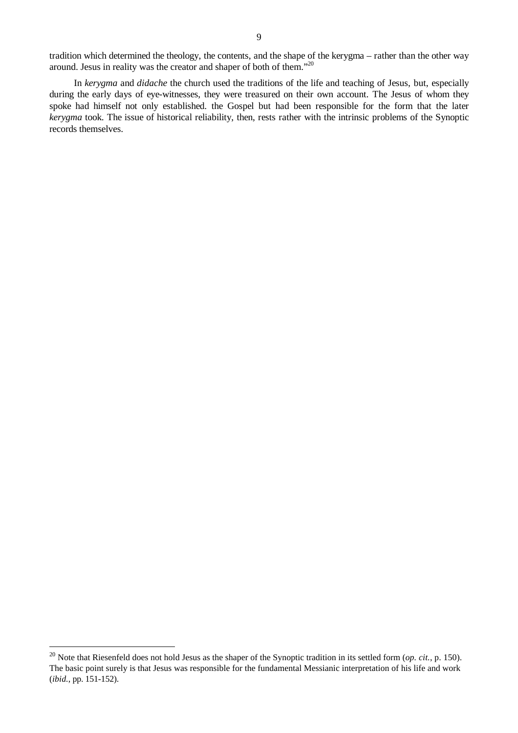tradition which determined the theology, the contents, and the shape of the kerygma – rather than the other way around. Jesus in reality was the creator and shaper of both of them."[20]

In *kerygma* and *didache* the church used the traditions of the life and teaching of Jesus, but, especially during the early days of eye-witnesses, they were treasured on their own account. The Jesus of whom they spoke had himself not only established. the Gospel but had been responsible for the form that the later *kerygma* took. The issue of historical reliability, then, rests rather with the intrinsic problems of the Synoptic records themselves.

---

[20] Note that Riesenfeld does not hold Jesus as the shaper of the Synoptic tradition in its settled form (*op. cit.*, p. 150). The basic point surely is that Jesus was responsible for the fundamental Messianic interpretation of his life and work (*ibid.*, pp. 151-152).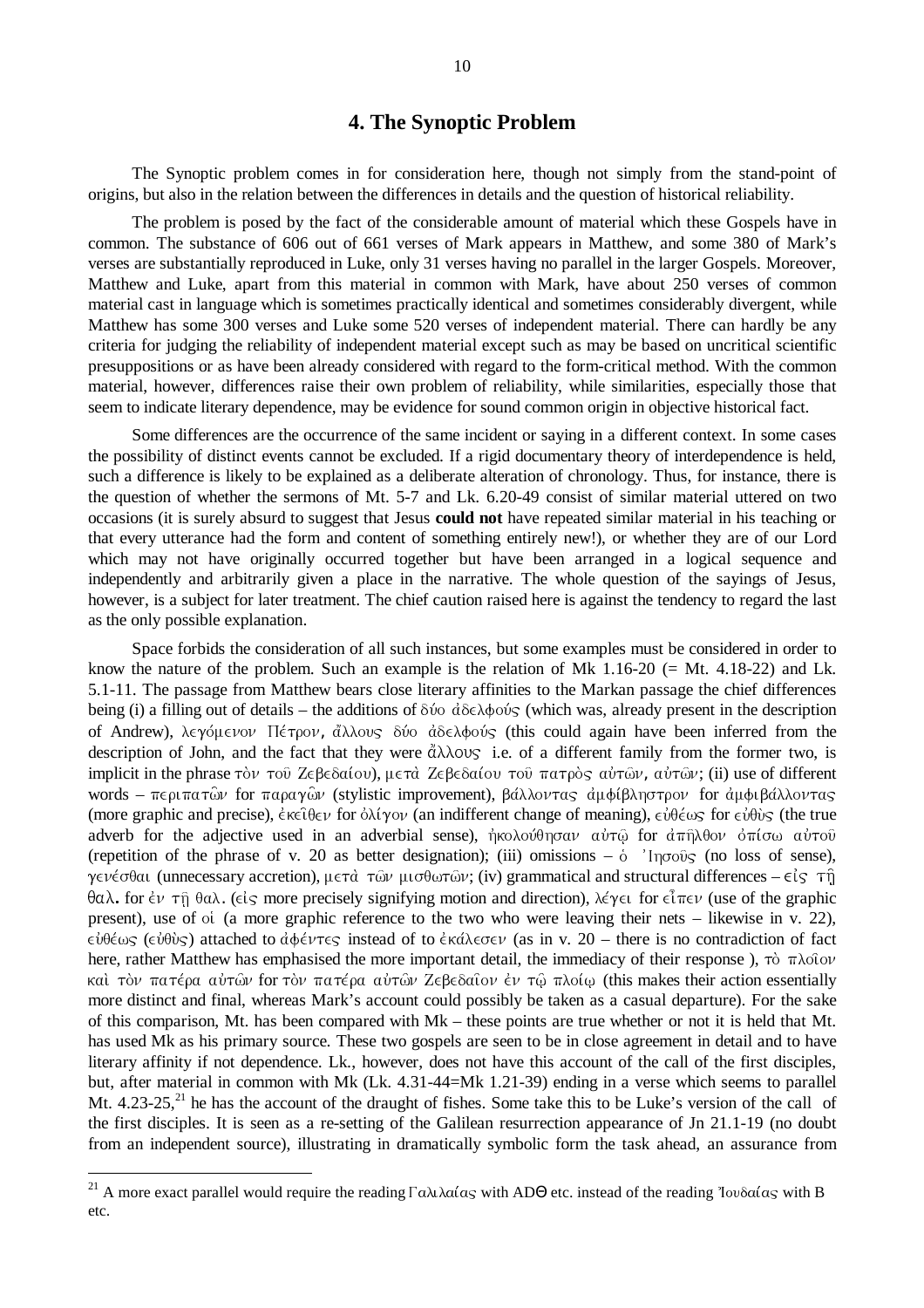## 4. The Synoptic Problem

The Synoptic problem comes in for consideration here, though not simply from the stand-point of origins, but also in the relation between the differences in details and the question of historical reliability.

The problem is posed by the fact of the considerable amount of material which these Gospels have in common. The substance of 606 out of 661 verses of Mark appears in Matthew, and some 380 of Mark's verses are substantially reproduced in Luke, only 31 verses having no parallel in the larger Gospels. Moreover, Matthew and Luke, apart from this material in common with Mark, have about 250 verses of common material cast in language which is sometimes practically identical and sometimes considerably divergent, while Matthew has some 300 verses and Luke some 520 verses of independent material. There can hardly be any criteria for judging the reliability of independent material except such as may be based on uncritical scientific presuppositions or as have been already considered with regard to the form-critical method. With the common material, however, differences raise their own problem of reliability, while similarities, especially those that seem to indicate literary dependence, may be evidence for sound common origin in objective historical fact.

Some differences are the occurrence of the same incident or saying in a different context. In some cases the possibility of distinct events cannot be excluded. If a rigid documentary theory of interdependence is held, such a difference is likely to be explained as a deliberate alteration of chronology. Thus, for instance, there is the question of whether the sermons of Mt. 5-7 and Lk. 6.20-49 consist of similar material uttered on two occasions (it is surely absurd to suggest that Jesus **could not** have repeated similar material in his teaching or that every utterance had the form and content of something entirely new!), or whether they are of our Lord which may not have originally occurred together but have been arranged in a logical sequence and independently and arbitrarily given a place in the narrative. The whole question of the sayings of Jesus, however, is a subject for later treatment. The chief caution raised here is against the tendency to regard the last as the only possible explanation.

Space forbids the consideration of all such instances, but some examples must be considered in order to know the nature of the problem. Such an example is the relation of Mk 1.16-20 (= Mt. 4.18-22) and Lk. 5.1-11. The passage from Matthew bears close literary affinities to the Markan passage the chief differences being (i) a filling out of details – the additions of δύο ἀδελφούς (which was, already present in the description of Andrew), λεγόμενον Πέτρον, ἄλλους δύο ἀδελφούς (this could again have been inferred from the description of John, and the fact that they were ἄλλους i.e. of a different family from the former two, is implicit in the phrase τὸν τοῦ Ζεβεδαίου), μετὰ Ζεβεδαίου τοῦ πατρὸς αὐτῶν, αὐτῶν; (ii) use of different words – περιπατῶν for παραγῶν (stylistic improvement), βάλλοντας ἀμφίβληστρον for ἀμφιβάλλοντας (more graphic and precise), ἐκεῖθεν for ὀλίγον (an indifferent change of meaning), εὐθέως for εὐθὺς (the true adverb for the adjective used in an adverbial sense), ἠκολούθησαν αὐτῷ for ἀπῆλθον ὀπίσω αὐτοῦ (repetition of the phrase of v. 20 as better designation); (iii) omissions – ὁ Ἰησοῦς (no loss of sense), γενέσθαι (unnecessary accretion), μετὰ τῶν μισθωτῶν; (iv) grammatical and structural differences – εἰς τῆ θαλ. for ἐν τῇ θαλ. (εἰς more precisely signifying motion and direction), λέγει for εἶπεν (use of the graphic present), use of οἱ (a more graphic reference to the two who were leaving their nets – likewise in v. 22), εὐθέως (εὐθὺς) attached to ἀφέντες instead of to ἐκάλεσεν (as in v. 20 – there is no contradiction of fact here, rather Matthew has emphasised the more important detail, the immediacy of their response ), τὸ πλοῖον καὶ τὸν πατέρα αὐτῶν for τὸν πατέρα αὐτῶν Ζεβεδαῖον ἐν τῷ πλοίῳ (this makes their action essentially more distinct and final, whereas Mark's account could possibly be taken as a casual departure). For the sake of this comparison, Mt. has been compared with Mk – these points are true whether or not it is held that Mt. has used Mk as his primary source. These two gospels are seen to be in close agreement in detail and to have literary affinity if not dependence. Lk., however, does not have this account of the call of the first disciples, but, after material in common with Mk (Lk. 4.31-44=Mk 1.21-39) ending in a verse which seems to parallel Mt. 4.23-25,[21] he has the account of the draught of fishes. Some take this to be Luke's version of the call of the first disciples. It is seen as a re-setting of the Galilean resurrection appearance of Jn 21.1-19 (no doubt from an independent source), illustrating in dramatically symbolic form the task ahead, an assurance from

[21] A more exact parallel would require the reading Γαλιλαίας with ADΘ etc. instead of the reading Ἰουδαίας with B etc.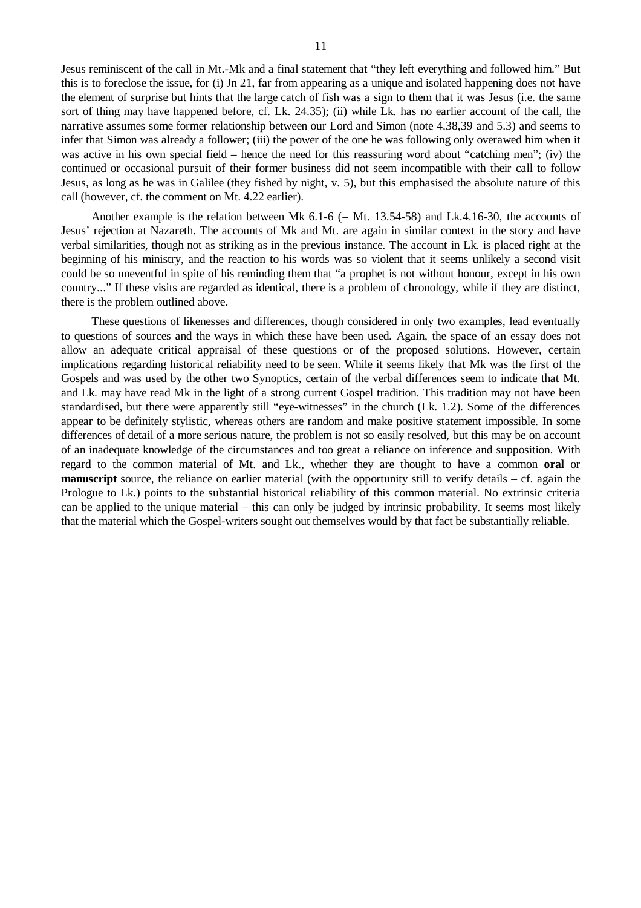Jesus reminiscent of the call in Mt.-Mk and a final statement that "they left everything and followed him." But this is to foreclose the issue, for (i) Jn 21, far from appearing as a unique and isolated happening does not have the element of surprise but hints that the large catch of fish was a sign to them that it was Jesus (i.e. the same sort of thing may have happened before, cf. Lk. 24.35); (ii) while Lk. has no earlier account of the call, the narrative assumes some former relationship between our Lord and Simon (note 4.38,39 and 5.3) and seems to infer that Simon was already a follower; (iii) the power of the one he was following only overawed him when it was active in his own special field – hence the need for this reassuring word about "catching men"; (iv) the continued or occasional pursuit of their former business did not seem incompatible with their call to follow Jesus, as long as he was in Galilee (they fished by night, v. 5), but this emphasised the absolute nature of this call (however, cf. the comment on Mt. 4.22 earlier).

Another example is the relation between Mk 6.1-6 (= Mt. 13.54-58) and Lk.4.16-30, the accounts of Jesus' rejection at Nazareth. The accounts of Mk and Mt. are again in similar context in the story and have verbal similarities, though not as striking as in the previous instance. The account in Lk. is placed right at the beginning of his ministry, and the reaction to his words was so violent that it seems unlikely a second visit could be so uneventful in spite of his reminding them that "a prophet is not without honour, except in his own country..." If these visits are regarded as identical, there is a problem of chronology, while if they are distinct, there is the problem outlined above.

These questions of likenesses and differences, though considered in only two examples, lead eventually to questions of sources and the ways in which these have been used. Again, the space of an essay does not allow an adequate critical appraisal of these questions or of the proposed solutions. However, certain implications regarding historical reliability need to be seen. While it seems likely that Mk was the first of the Gospels and was used by the other two Synoptics, certain of the verbal differences seem to indicate that Mt. and Lk. may have read Mk in the light of a strong current Gospel tradition. This tradition may not have been standardised, but there were apparently still "eye-witnesses" in the church (Lk. 1.2). Some of the differences appear to be definitely stylistic, whereas others are random and make positive statement impossible. In some differences of detail of a more serious nature, the problem is not so easily resolved, but this may be on account of an inadequate knowledge of the circumstances and too great a reliance on inference and supposition. With regard to the common material of Mt. and Lk., whether they are thought to have a common **oral** or **manuscript** source, the reliance on earlier material (with the opportunity still to verify details – cf. again the Prologue to Lk.) points to the substantial historical reliability of this common material. No extrinsic criteria can be applied to the unique material – this can only be judged by intrinsic probability. It seems most likely that the material which the Gospel-writers sought out themselves would by that fact be substantially reliable.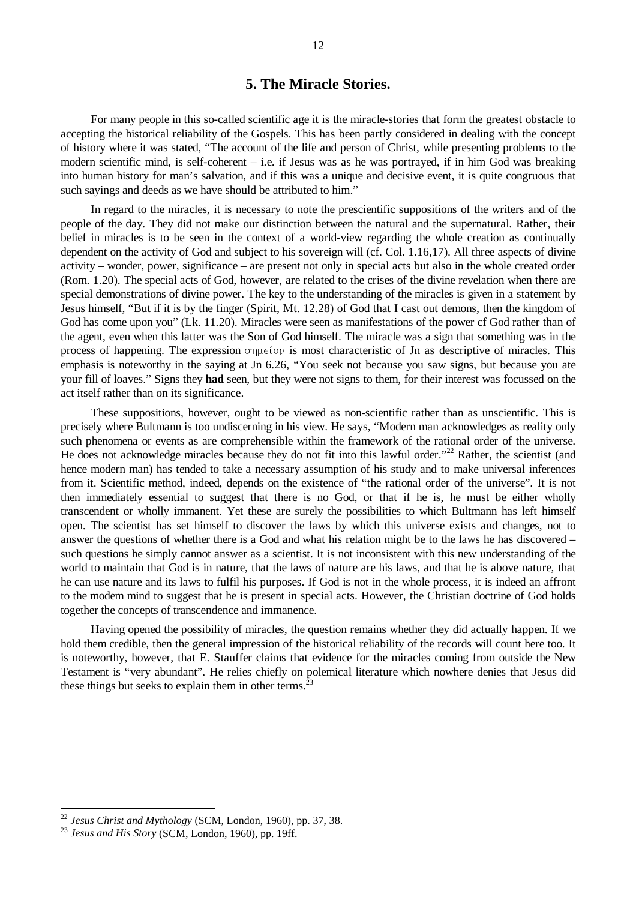## 5. The Miracle Stories.

For many people in this so-called scientific age it is the miracle-stories that form the greatest obstacle to accepting the historical reliability of the Gospels. This has been partly considered in dealing with the concept of history where it was stated, "The account of the life and person of Christ, while presenting problems to the modern scientific mind, is self-coherent – i.e. if Jesus was as he was portrayed, if in him God was breaking into human history for man's salvation, and if this was a unique and decisive event, it is quite congruous that such sayings and deeds as we have should be attributed to him."

In regard to the miracles, it is necessary to note the prescientific suppositions of the writers and of the people of the day. They did not make our distinction between the natural and the supernatural. Rather, their belief in miracles is to be seen in the context of a world-view regarding the whole creation as continually dependent on the activity of God and subject to his sovereign will (cf. Col. 1.16,17). All three aspects of divine activity – wonder, power, significance – are present not only in special acts but also in the whole created order (Rom. 1.20). The special acts of God, however, are related to the crises of the divine revelation when there are special demonstrations of divine power. The key to the understanding of the miracles is given in a statement by Jesus himself, "But if it is by the finger (Spirit, Mt. 12.28) of God that I cast out demons, then the kingdom of God has come upon you" (Lk. 11.20). Miracles were seen as manifestations of the power cf God rather than of the agent, even when this latter was the Son of God himself. The miracle was a sign that something was in the process of happening. The expression σημεῖον is most characteristic of Jn as descriptive of miracles. This emphasis is noteworthy in the saying at Jn 6.26, "You seek not because you saw signs, but because you ate your fill of loaves." Signs they **had** seen, but they were not signs to them, for their interest was focussed on the act itself rather than on its significance.

These suppositions, however, ought to be viewed as non-scientific rather than as unscientific. This is precisely where Bultmann is too undiscerning in his view. He says, "Modern man acknowledges as reality only such phenomena or events as are comprehensible within the framework of the rational order of the universe. He does not acknowledge miracles because they do not fit into this lawful order."[22] Rather, the scientist (and hence modern man) has tended to take a necessary assumption of his study and to make universal inferences from it. Scientific method, indeed, depends on the existence of "the rational order of the universe". It is not then immediately essential to suggest that there is no God, or that if he is, he must be either wholly transcendent or wholly immanent. Yet these are surely the possibilities to which Bultmann has left himself open. The scientist has set himself to discover the laws by which this universe exists and changes, not to answer the questions of whether there is a God and what his relation might be to the laws he has discovered – such questions he simply cannot answer as a scientist. It is not inconsistent with this new understanding of the world to maintain that God is in nature, that the laws of nature are his laws, and that he is above nature, that he can use nature and its laws to fulfil his purposes. If God is not in the whole process, it is indeed an affront to the modem mind to suggest that he is present in special acts. However, the Christian doctrine of God holds together the concepts of transcendence and immanence.

Having opened the possibility of miracles, the question remains whether they did actually happen. If we hold them credible, then the general impression of the historical reliability of the records will count here too. It is noteworthy, however, that E. Stauffer claims that evidence for the miracles coming from outside the New Testament is "very abundant". He relies chiefly on polemical literature which nowhere denies that Jesus did these things but seeks to explain them in other terms.[23]

---

[22] *Jesus Christ and Mythology* (SCM, London, 1960), pp. 37, 38.

[23] *Jesus and His Story* (SCM, London, 1960), pp. 19ff.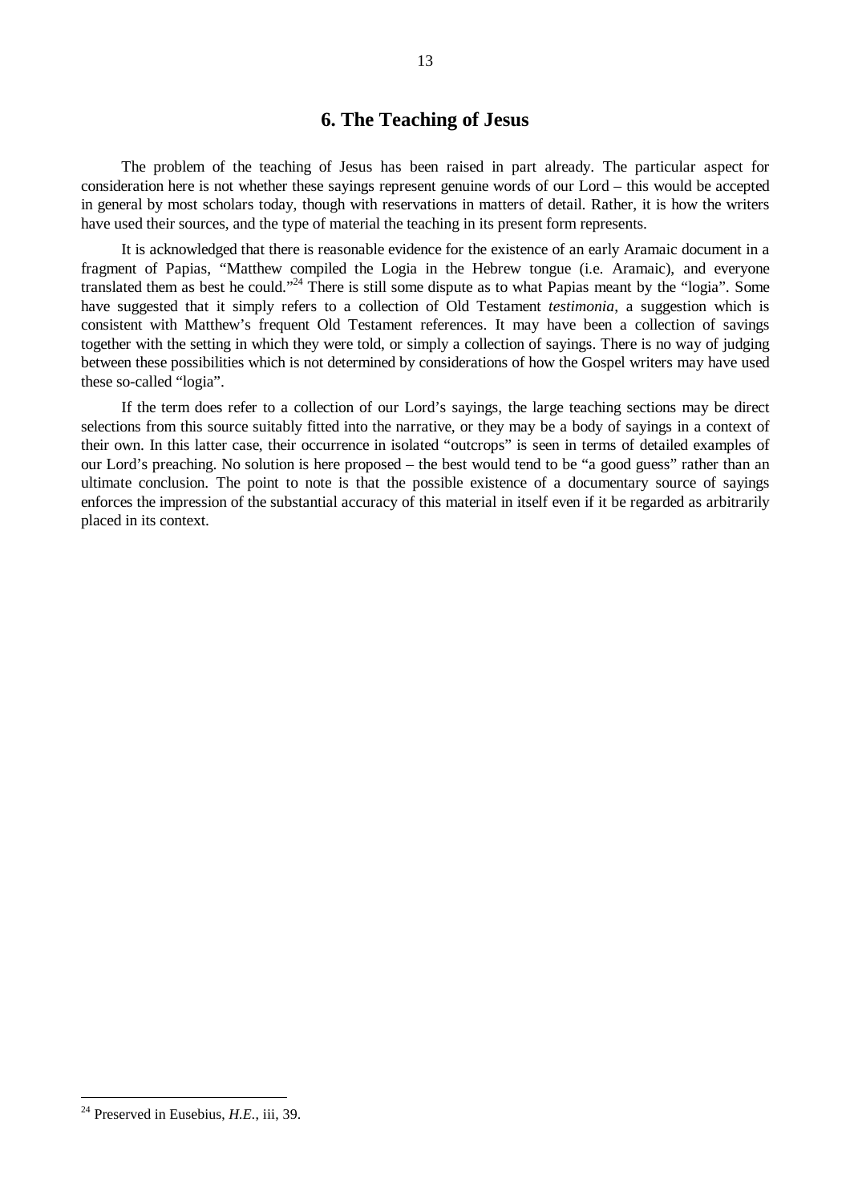## 6. The Teaching of Jesus

The problem of the teaching of Jesus has been raised in part already. The particular aspect for consideration here is not whether these sayings represent genuine words of our Lord – this would be accepted in general by most scholars today, though with reservations in matters of detail. Rather, it is how the writers have used their sources, and the type of material the teaching in its present form represents.

It is acknowledged that there is reasonable evidence for the existence of an early Aramaic document in a fragment of Papias, "Matthew compiled the Logia in the Hebrew tongue (i.e. Aramaic), and everyone translated them as best he could."[24] There is still some dispute as to what Papias meant by the "logia". Some have suggested that it simply refers to a collection of Old Testament *testimonia*, a suggestion which is consistent with Matthew's frequent Old Testament references. It may have been a collection of savings together with the setting in which they were told, or simply a collection of sayings. There is no way of judging between these possibilities which is not determined by considerations of how the Gospel writers may have used these so-called "logia".

If the term does refer to a collection of our Lord's sayings, the large teaching sections may be direct selections from this source suitably fitted into the narrative, or they may be a body of sayings in a context of their own. In this latter case, their occurrence in isolated "outcrops" is seen in terms of detailed examples of our Lord's preaching. No solution is here proposed – the best would tend to be "a good guess" rather than an ultimate conclusion. The point to note is that the possible existence of a documentary source of sayings enforces the impression of the substantial accuracy of this material in itself even if it be regarded as arbitrarily placed in its context.

---

[24] Preserved in Eusebius, *H.E.*, iii, 39.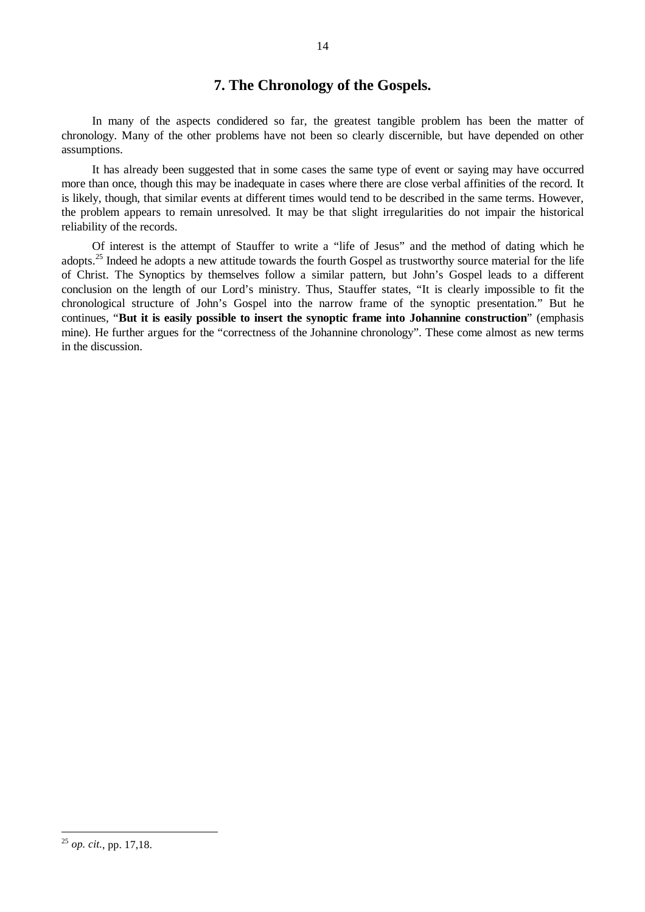## 7. The Chronology of the Gospels.

In many of the aspects condidered so far, the greatest tangible problem has been the matter of chronology. Many of the other problems have not been so clearly discernible, but have depended on other assumptions.

It has already been suggested that in some cases the same type of event or saying may have occurred more than once, though this may be inadequate in cases where there are close verbal affinities of the record. It is likely, though, that similar events at different times would tend to be described in the same terms. However, the problem appears to remain unresolved. It may be that slight irregularities do not impair the historical reliability of the records.

Of interest is the attempt of Stauffer to write a "life of Jesus" and the method of dating which he adopts.[25] Indeed he adopts a new attitude towards the fourth Gospel as trustworthy source material for the life of Christ. The Synoptics by themselves follow a similar pattern, but John's Gospel leads to a different conclusion on the length of our Lord's ministry. Thus, Stauffer states, "It is clearly impossible to fit the chronological structure of John's Gospel into the narrow frame of the synoptic presentation." But he continues, "**But it is easily possible to insert the synoptic frame into Johannine construction**" (emphasis mine). He further argues for the "correctness of the Johannine chronology". These come almost as new terms in the discussion.

---

[25] *op. cit.*, pp. 17,18.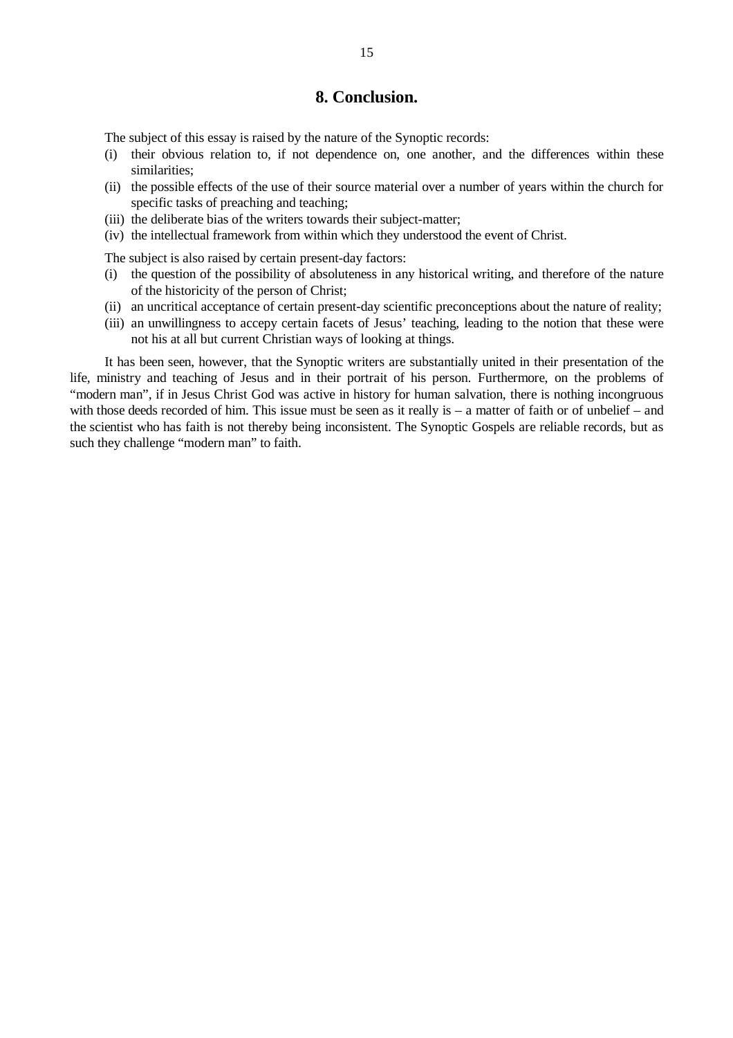## 8. Conclusion.

The subject of this essay is raised by the nature of the Synoptic records:

(i) their obvious relation to, if not dependence on, one another, and the differences within these similarities;
(ii) the possible effects of the use of their source material over a number of years within the church for specific tasks of preaching and teaching;
(iii) the deliberate bias of the writers towards their subject-matter;
(iv) the intellectual framework from within which they understood the event of Christ.

The subject is also raised by certain present-day factors:

(i) the question of the possibility of absoluteness in any historical writing, and therefore of the nature of the historicity of the person of Christ;
(ii) an uncritical acceptance of certain present-day scientific preconceptions about the nature of reality;
(iii) an unwillingness to accepy certain facets of Jesus' teaching, leading to the notion that these were not his at all but current Christian ways of looking at things.

It has been seen, however, that the Synoptic writers are substantially united in their presentation of the life, ministry and teaching of Jesus and in their portrait of his person. Furthermore, on the problems of "modern man", if in Jesus Christ God was active in history for human salvation, there is nothing incongruous with those deeds recorded of him. This issue must be seen as it really is – a matter of faith or of unbelief – and the scientist who has faith is not thereby being inconsistent. The Synoptic Gospels are reliable records, but as such they challenge "modern man" to faith.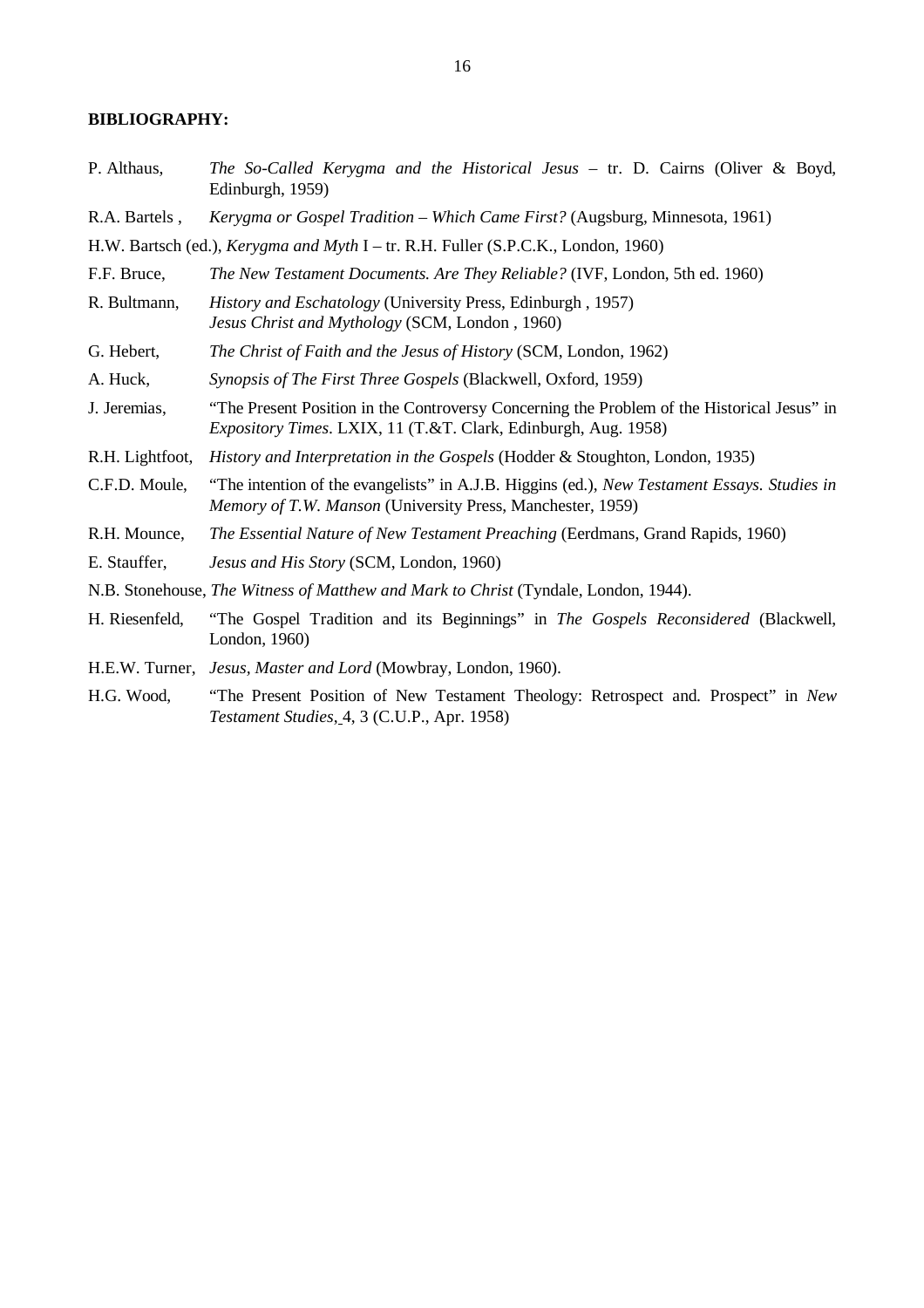**BIBLIOGRAPHY:**

P. Althaus, *The So-Called Kerygma and the Historical Jesus* – tr. D. Cairns (Oliver & Boyd, Edinburgh, 1959)

R.A. Bartels , *Kerygma or Gospel Tradition – Which Came First?* (Augsburg, Minnesota, 1961)

H.W. Bartsch (ed.), *Kerygma and Myth* I – tr. R.H. Fuller (S.P.C.K., London, 1960)

F.F. Bruce, *The New Testament Documents. Are They Reliable?* (IVF, London, 5th ed. 1960)

R. Bultmann, *History and Eschatology* (University Press, Edinburgh , 1957)
*Jesus Christ and Mythology* (SCM, London , 1960)

G. Hebert, *The Christ of Faith and the Jesus of History* (SCM, London, 1962)

A. Huck, *Synopsis of The First Three Gospels* (Blackwell, Oxford, 1959)

J. Jeremias, "The Present Position in the Controversy Concerning the Problem of the Historical Jesus" in *Expository Times*. LXIX, 11 (T.&T. Clark, Edinburgh, Aug. 1958)

R.H. Lightfoot, *History and Interpretation in the Gospels* (Hodder & Stoughton, London, 1935)

C.F.D. Moule, "The intention of the evangelists" in A.J.B. Higgins (ed.), *New Testament Essays. Studies in Memory of T.W. Manson* (University Press, Manchester, 1959)

R.H. Mounce, *The Essential Nature of New Testament Preaching* (Eerdmans, Grand Rapids, 1960)

E. Stauffer, *Jesus and His Story* (SCM, London, 1960)

N.B. Stonehouse, *The Witness of Matthew and Mark to Christ* (Tyndale, London, 1944).

H. Riesenfeld, "The Gospel Tradition and its Beginnings" in *The Gospels Reconsidered* (Blackwell, London, 1960)

H.E.W. Turner, *Jesus, Master and Lord* (Mowbray, London, 1960).

H.G. Wood, "The Present Position of New Testament Theology: Retrospect and. Prospect" in *New Testament Studies*, 4, 3 (C.U.P., Apr. 1958)